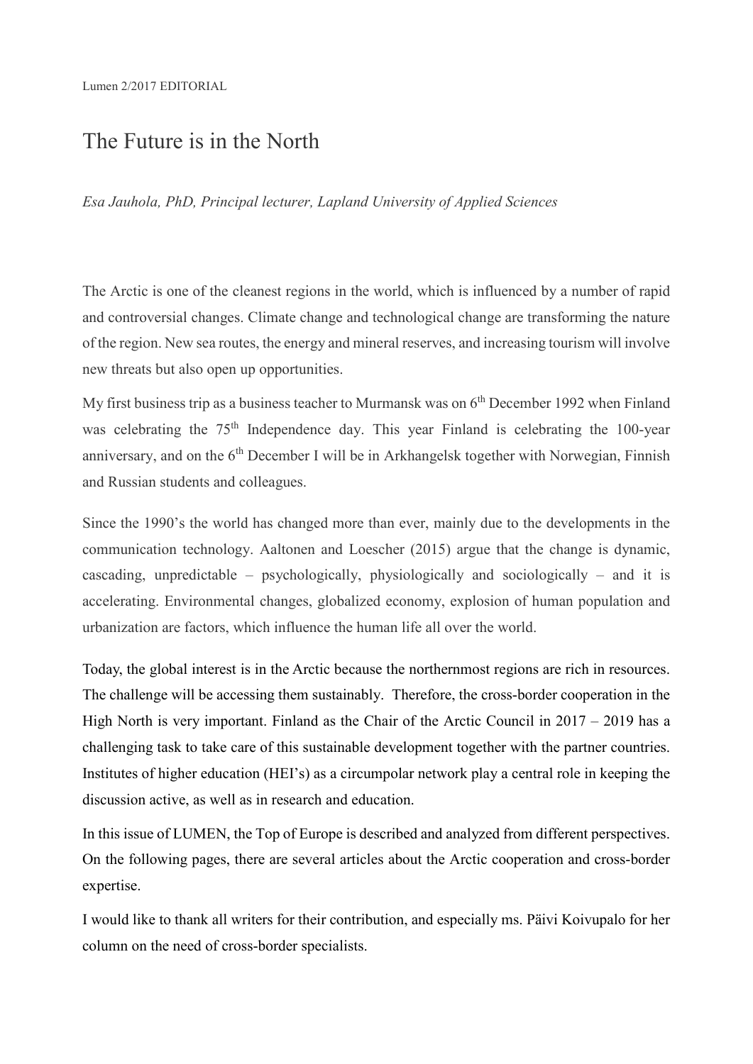Lumen 2/2017 EDITORIAL

# The Future is in the North

*Esa Jauhola, PhD, Principal lecturer, Lapland University of Applied Sciences*

The Arctic is one of the cleanest regions in the world, which is influenced by a number of rapid and controversial changes. Climate change and technological change are transforming the nature of the region. New sea routes, the energy and mineral reserves, and increasing tourism will involve new threats but also open up opportunities.

My first business trip as a business teacher to Murmansk was on 6th December 1992 when Finland was celebrating the 75th Independence day. This year Finland is celebrating the 100-year anniversary, and on the 6th December I will be in Arkhangelsk together with Norwegian, Finnish and Russian students and colleagues.

Since the 1990's the world has changed more than ever, mainly due to the developments in the communication technology. Aaltonen and Loescher (2015) argue that the change is dynamic, cascading, unpredictable – psychologically, physiologically and sociologically – and it is accelerating. Environmental changes, globalized economy, explosion of human population and urbanization are factors, which influence the human life all over the world.

Today, the global interest is in the Arctic because the northernmost regions are rich in resources. The challenge will be accessing them sustainably. Therefore, the cross-border cooperation in the High North is very important. Finland as the Chair of the Arctic Council in 2017 – 2019 has a challenging task to take care of this sustainable development together with the partner countries. Institutes of higher education (HEI's) as a circumpolar network play a central role in keeping the discussion active, as well as in research and education.

In this issue of LUMEN, the Top of Europe is described and analyzed from different perspectives. On the following pages, there are several articles about the Arctic cooperation and cross-border expertise.

I would like to thank all writers for their contribution, and especially ms. Päivi Koivupalo for her column on the need of cross-border specialists.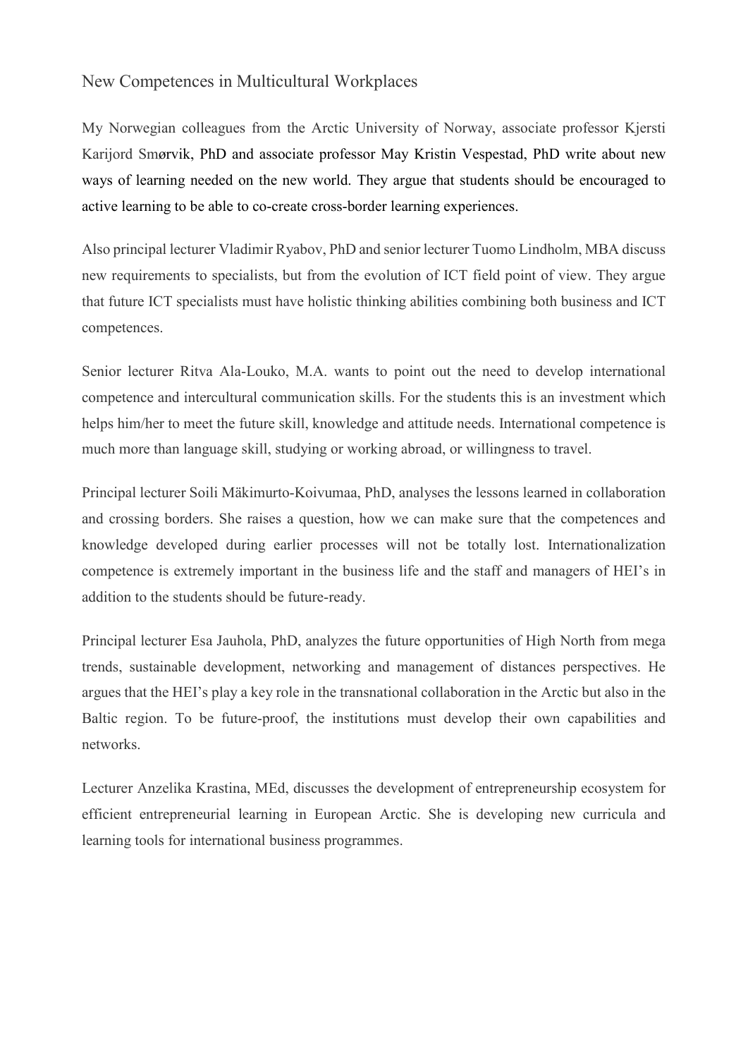## New Competences in Multicultural Workplaces

My Norwegian colleagues from the Arctic University of Norway, associate professor Kjersti Karijord Smørvik, PhD and associate professor May Kristin Vespestad, PhD write about new ways of learning needed on the new world. They argue that students should be encouraged to active learning to be able to co-create cross-border learning experiences.

Also principal lecturer Vladimir Ryabov, PhD and senior lecturer Tuomo Lindholm, MBA discuss new requirements to specialists, but from the evolution of ICT field point of view. They argue that future ICT specialists must have holistic thinking abilities combining both business and ICT competences.

Senior lecturer Ritva Ala-Louko, M.A. wants to point out the need to develop international competence and intercultural communication skills. For the students this is an investment which helps him/her to meet the future skill, knowledge and attitude needs. International competence is much more than language skill, studying or working abroad, or willingness to travel.

Principal lecturer Soili Mäkimurto-Koivumaa, PhD, analyses the lessons learned in collaboration and crossing borders. She raises a question, how we can make sure that the competences and knowledge developed during earlier processes will not be totally lost. Internationalization competence is extremely important in the business life and the staff and managers of HEI's in addition to the students should be future-ready.

Principal lecturer Esa Jauhola, PhD, analyzes the future opportunities of High North from mega trends, sustainable development, networking and management of distances perspectives. He argues that the HEI's play a key role in the transnational collaboration in the Arctic but also in the Baltic region. To be future-proof, the institutions must develop their own capabilities and networks.

Lecturer Anzelika Krastina, MEd, discusses the development of entrepreneurship ecosystem for efficient entrepreneurial learning in European Arctic. She is developing new curricula and learning tools for international business programmes.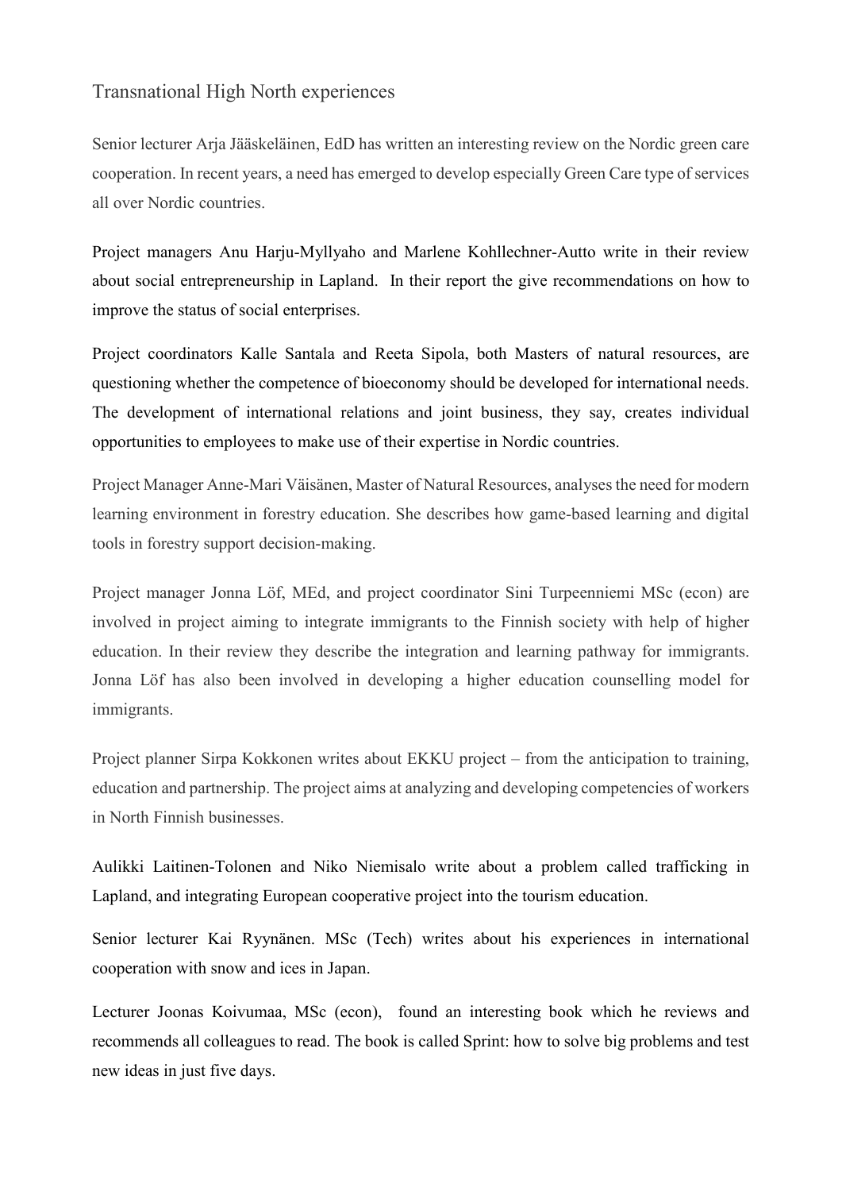## Transnational High North experiences

Senior lecturer Arja Jääskeläinen, EdD has written an interesting review on the Nordic green care cooperation. In recent years, a need has emerged to develop especially Green Care type of services all over Nordic countries.

Project managers Anu Harju-Myllyaho and Marlene Kohllechner-Autto write in their review about social entrepreneurship in Lapland. In their report the give recommendations on how to improve the status of social enterprises.

Project coordinators Kalle Santala and Reeta Sipola, both Masters of natural resources, are questioning whether the competence of bioeconomy should be developed for international needs. The development of international relations and joint business, they say, creates individual opportunities to employees to make use of their expertise in Nordic countries.

Project Manager Anne-Mari Väisänen, Master of Natural Resources, analyses the need for modern learning environment in forestry education. She describes how game-based learning and digital tools in forestry support decision-making.

Project manager Jonna Löf, MEd, and project coordinator Sini Turpeenniemi MSc (econ) are involved in project aiming to integrate immigrants to the Finnish society with help of higher education. In their review they describe the integration and learning pathway for immigrants. Jonna Löf has also been involved in developing a higher education counselling model for immigrants.

Project planner Sirpa Kokkonen writes about EKKU project – from the anticipation to training, education and partnership. The project aims at analyzing and developing competencies of workers in North Finnish businesses.

Aulikki Laitinen-Tolonen and Niko Niemisalo write about a problem called trafficking in Lapland, and integrating European cooperative project into the tourism education.

Senior lecturer Kai Ryynänen. MSc (Tech) writes about his experiences in international cooperation with snow and ices in Japan.

Lecturer Joonas Koivumaa, MSc (econ), found an interesting book which he reviews and recommends all colleagues to read. The book is called Sprint: how to solve big problems and test new ideas in just five days.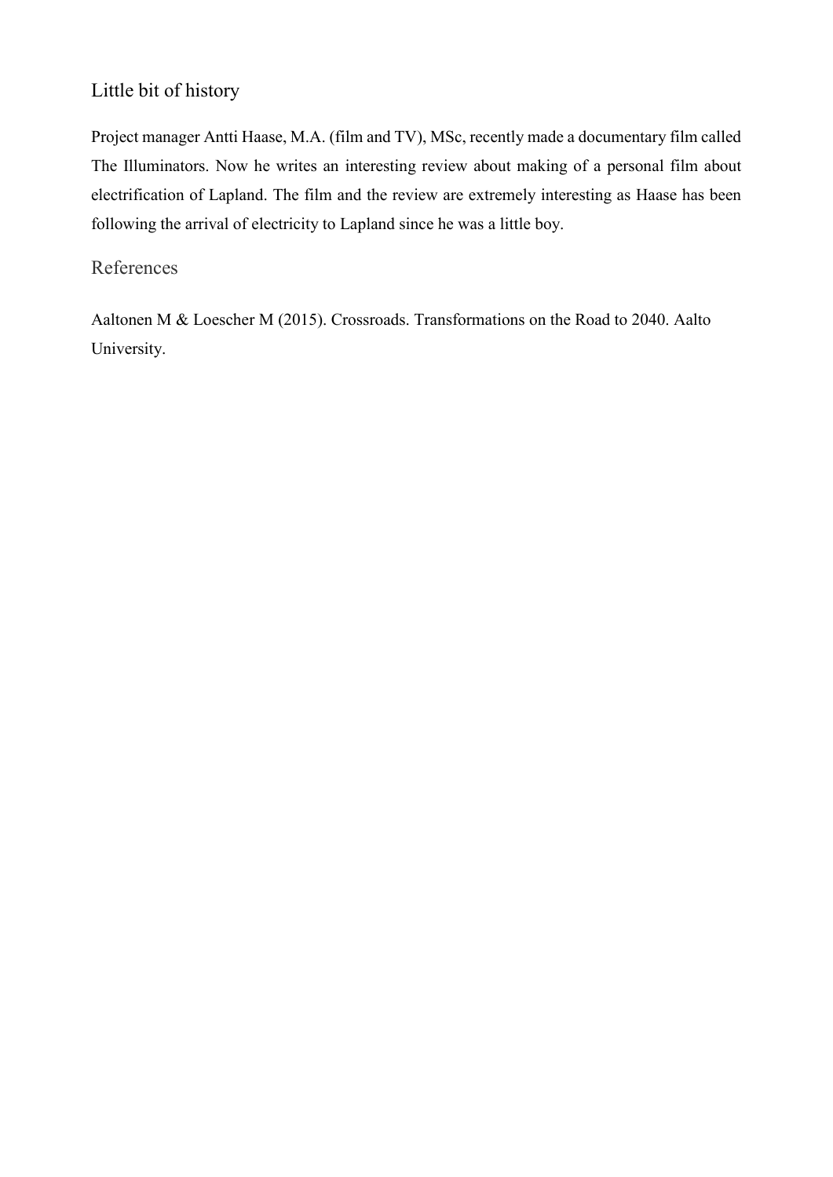## Little bit of history

Project manager Antti Haase, M.A. (film and TV), MSc, recently made a documentary film called The Illuminators. Now he writes an interesting review about making of a personal film about electrification of Lapland. The film and the review are extremely interesting as Haase has been following the arrival of electricity to Lapland since he was a little boy.

## References

Aaltonen M & Loescher M (2015). Crossroads. Transformations on the Road to 2040. Aalto University.